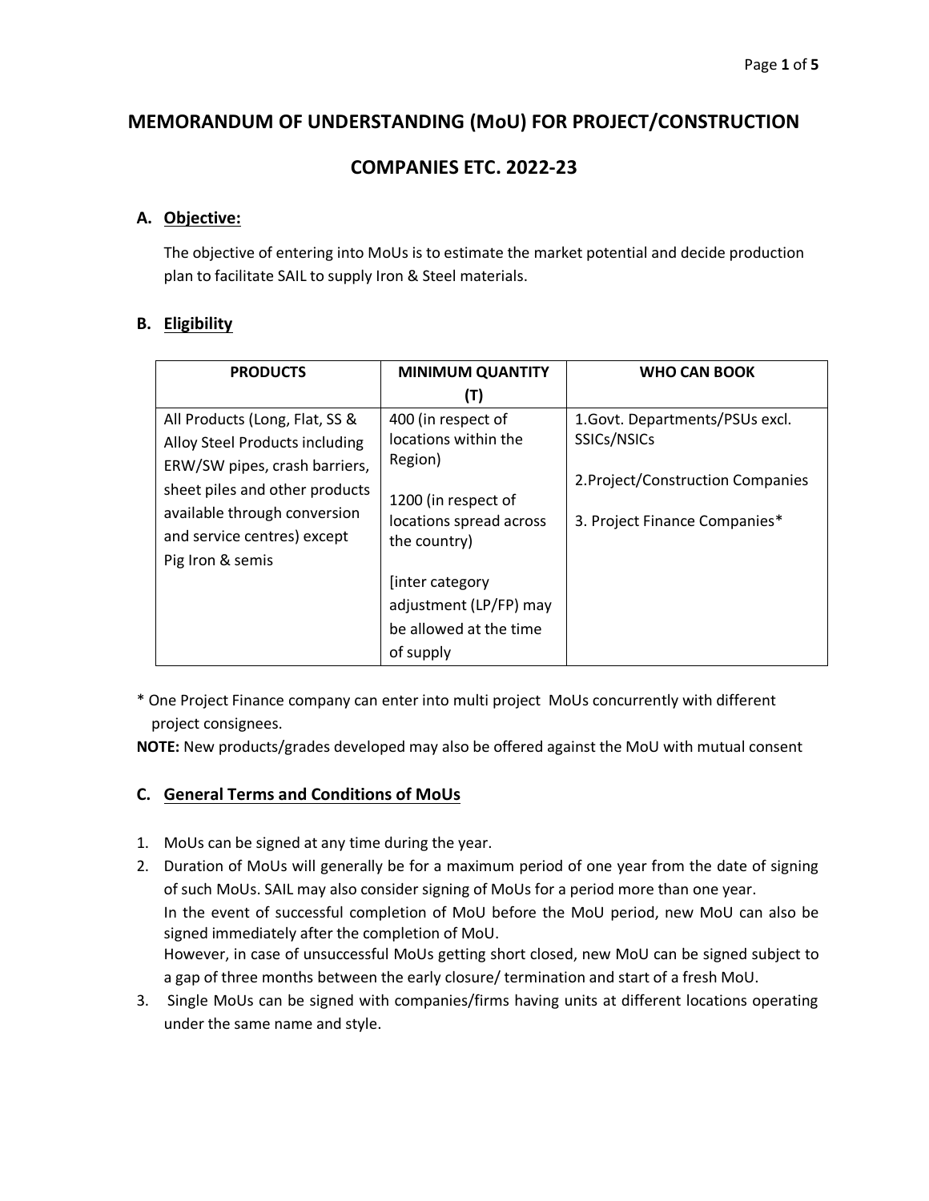# MEMORANDUM OF UNDERSTANDING (MoU) FOR PROJECT/CONSTRUCTION COMPANIES ETC. 2022-23

## A. Objective:

The objective of entering into MoUs is to estimate the market potential and decide production plan to facilitate SAIL to supply Iron & Steel materials.

## B. Eligibility

| PRODUCTS | MINIMUM QUANTITY (T) | WHO CAN BOOK |
|---|---|---|
| All Products (Long, Flat, SS & Alloy Steel Products including ERW/SW pipes, crash barriers, sheet piles and other products available through conversion and service centres) except Pig Iron & semis | 400 (in respect of locations within the Region)<br><br>1200 (in respect of locations spread across the country)<br><br>[inter category adjustment (LP/FP) may be allowed at the time of supply | 1.Govt. Departments/PSUs excl. SSICs/NSICs<br><br>2.Project/Construction Companies<br><br>3. Project Finance Companies* |

* One Project Finance company can enter into multi project MoUs concurrently with different project consignees.

**NOTE:** New products/grades developed may also be offered against the MoU with mutual consent

## C. General Terms and Conditions of MoUs

1. MoUs can be signed at any time during the year.
2. Duration of MoUs will generally be for a maximum period of one year from the date of signing of such MoUs. SAIL may also consider signing of MoUs for a period more than one year.
   In the event of successful completion of MoU before the MoU period, new MoU can also be signed immediately after the completion of MoU.
   However, in case of unsuccessful MoUs getting short closed, new MoU can be signed subject to a gap of three months between the early closure/ termination and start of a fresh MoU.
3. Single MoUs can be signed with companies/firms having units at different locations operating under the same name and style.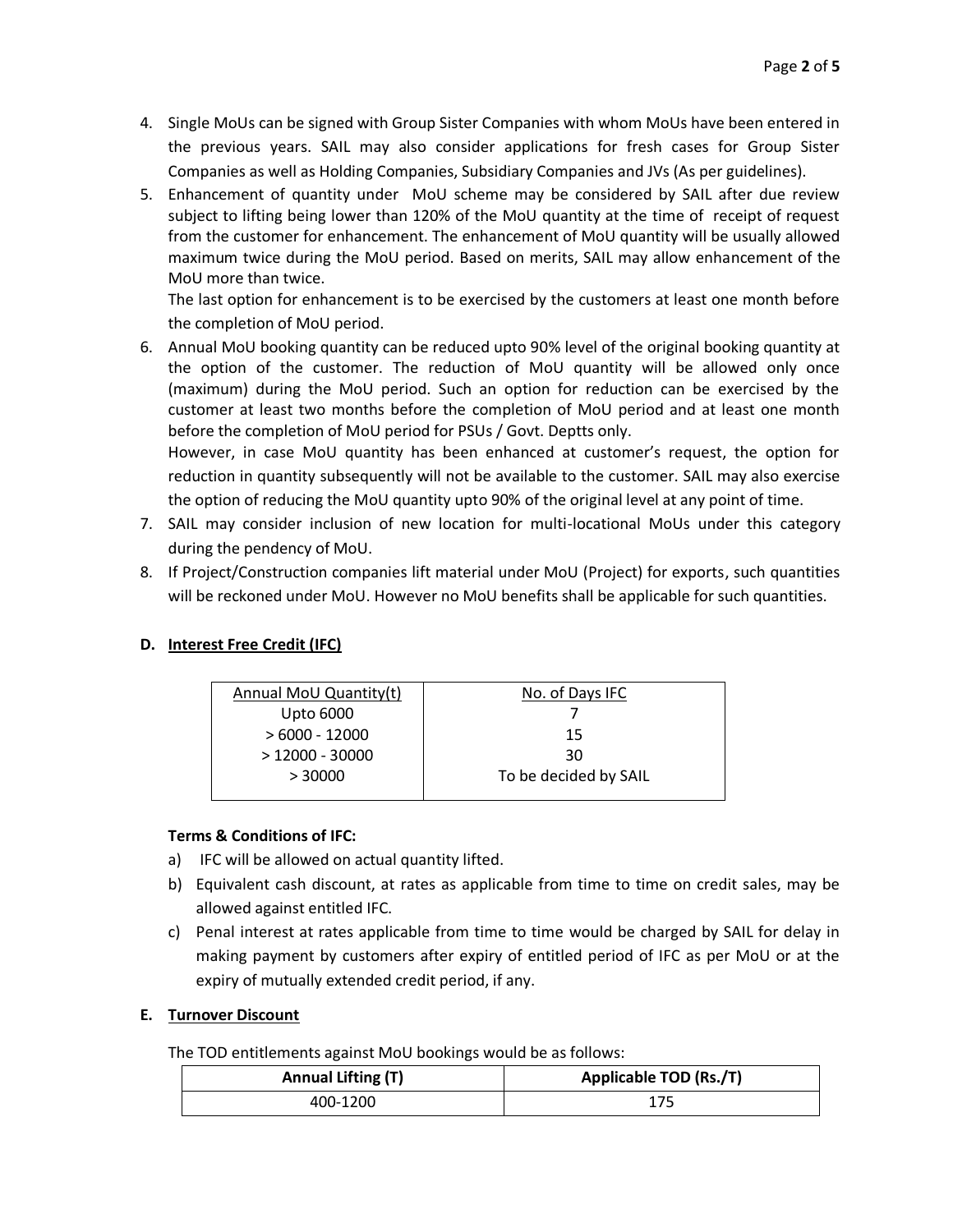4. Single MoUs can be signed with Group Sister Companies with whom MoUs have been entered in the previous years. SAIL may also consider applications for fresh cases for Group Sister Companies as well as Holding Companies, Subsidiary Companies and JVs (As per guidelines).
5. Enhancement of quantity under MoU scheme may be considered by SAIL after due review subject to lifting being lower than 120% of the MoU quantity at the time of receipt of request from the customer for enhancement. The enhancement of MoU quantity will be usually allowed maximum twice during the MoU period. Based on merits, SAIL may allow enhancement of the MoU more than twice.

   The last option for enhancement is to be exercised by the customers at least one month before the completion of MoU period.
6. Annual MoU booking quantity can be reduced upto 90% level of the original booking quantity at the option of the customer. The reduction of MoU quantity will be allowed only once (maximum) during the MoU period. Such an option for reduction can be exercised by the customer at least two months before the completion of MoU period and at least one month before the completion of MoU period for PSUs / Govt. Deptts only.

   However, in case MoU quantity has been enhanced at customer's request, the option for reduction in quantity subsequently will not be available to the customer. SAIL may also exercise the option of reducing the MoU quantity upto 90% of the original level at any point of time.
7. SAIL may consider inclusion of new location for multi-locational MoUs under this category during the pendency of MoU.
8. If Project/Construction companies lift material under MoU (Project) for exports, such quantities will be reckoned under MoU. However no MoU benefits shall be applicable for such quantities.

## D. Interest Free Credit (IFC)

| Annual MoU Quantity(t) | No. of Days IFC |
|---|---|
| Upto 6000 | 7 |
| > 6000 - 12000 | 15 |
| > 12000 - 30000 | 30 |
| > 30000 | To be decided by SAIL |

**Terms & Conditions of IFC:**

a) IFC will be allowed on actual quantity lifted.

b) Equivalent cash discount, at rates as applicable from time to time on credit sales, may be allowed against entitled IFC.

c) Penal interest at rates applicable from time to time would be charged by SAIL for delay in making payment by customers after expiry of entitled period of IFC as per MoU or at the expiry of mutually extended credit period, if any.

## E. Turnover Discount

The TOD entitlements against MoU bookings would be as follows:

| Annual Lifting (T) | Applicable TOD (Rs./T) |
|---|---|
| 400-1200 | 175 |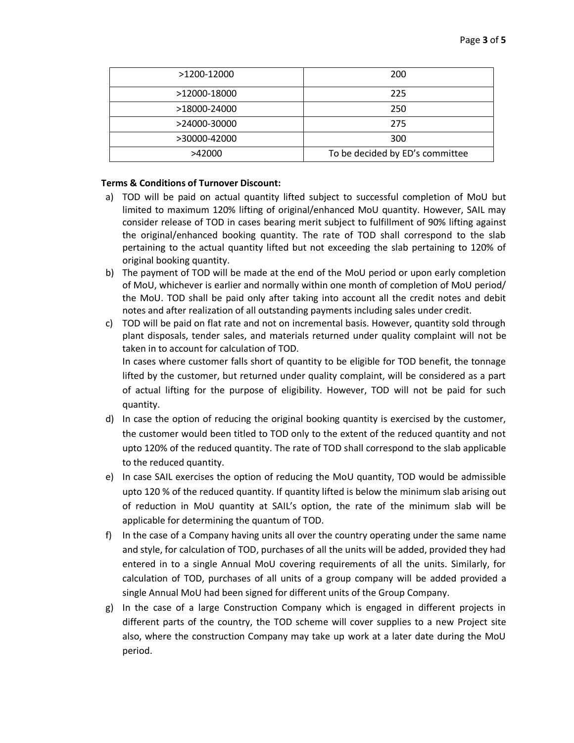| | |
|---|---|
| >1200-12000 | 200 |
| >12000-18000 | 225 |
| >18000-24000 | 250 |
| >24000-30000 | 275 |
| >30000-42000 | 300 |
| >42000 | To be decided by ED's committee |

**Terms & Conditions of Turnover Discount:**

a) TOD will be paid on actual quantity lifted subject to successful completion of MoU but limited to maximum 120% lifting of original/enhanced MoU quantity. However, SAIL may consider release of TOD in cases bearing merit subject to fulfillment of 90% lifting against the original/enhanced booking quantity. The rate of TOD shall correspond to the slab pertaining to the actual quantity lifted but not exceeding the slab pertaining to 120% of original booking quantity.

b) The payment of TOD will be made at the end of the MoU period or upon early completion of MoU, whichever is earlier and normally within one month of completion of MoU period/ the MoU. TOD shall be paid only after taking into account all the credit notes and debit notes and after realization of all outstanding payments including sales under credit.

c) TOD will be paid on flat rate and not on incremental basis. However, quantity sold through plant disposals, tender sales, and materials returned under quality complaint will not be taken in to account for calculation of TOD.
In cases where customer falls short of quantity to be eligible for TOD benefit, the tonnage lifted by the customer, but returned under quality complaint, will be considered as a part of actual lifting for the purpose of eligibility. However, TOD will not be paid for such quantity.

d) In case the option of reducing the original booking quantity is exercised by the customer, the customer would been titled to TOD only to the extent of the reduced quantity and not upto 120% of the reduced quantity. The rate of TOD shall correspond to the slab applicable to the reduced quantity.

e) In case SAIL exercises the option of reducing the MoU quantity, TOD would be admissible upto 120 % of the reduced quantity. If quantity lifted is below the minimum slab arising out of reduction in MoU quantity at SAIL's option, the rate of the minimum slab will be applicable for determining the quantum of TOD.

f) In the case of a Company having units all over the country operating under the same name and style, for calculation of TOD, purchases of all the units will be added, provided they had entered in to a single Annual MoU covering requirements of all the units. Similarly, for calculation of TOD, purchases of all units of a group company will be added provided a single Annual MoU had been signed for different units of the Group Company.

g) In the case of a large Construction Company which is engaged in different projects in different parts of the country, the TOD scheme will cover supplies to a new Project site also, where the construction Company may take up work at a later date during the MoU period.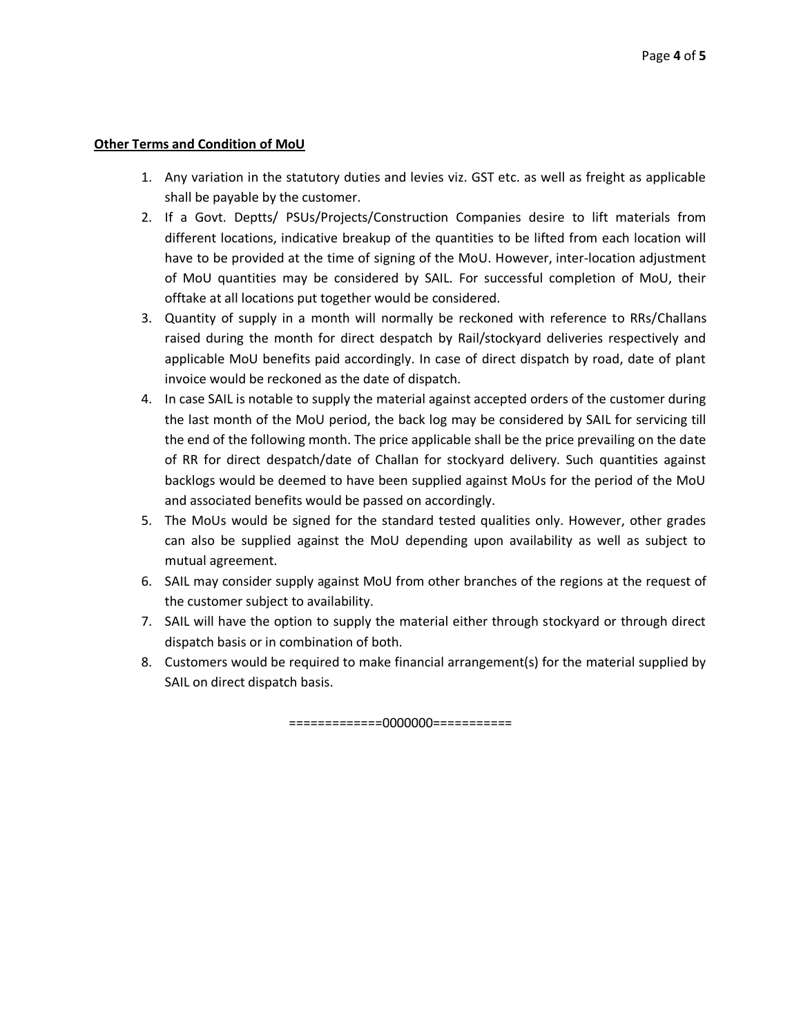**Other Terms and Condition of MoU**

1. Any variation in the statutory duties and levies viz. GST etc. as well as freight as applicable shall be payable by the customer.
2. If a Govt. Deptts/ PSUs/Projects/Construction Companies desire to lift materials from different locations, indicative breakup of the quantities to be lifted from each location will have to be provided at the time of signing of the MoU. However, inter-location adjustment of MoU quantities may be considered by SAIL. For successful completion of MoU, their offtake at all locations put together would be considered.
3. Quantity of supply in a month will normally be reckoned with reference to RRs/Challans raised during the month for direct despatch by Rail/stockyard deliveries respectively and applicable MoU benefits paid accordingly. In case of direct dispatch by road, date of plant invoice would be reckoned as the date of dispatch.
4. In case SAIL is notable to supply the material against accepted orders of the customer during the last month of the MoU period, the back log may be considered by SAIL for servicing till the end of the following month. The price applicable shall be the price prevailing on the date of RR for direct despatch/date of Challan for stockyard delivery. Such quantities against backlogs would be deemed to have been supplied against MoUs for the period of the MoU and associated benefits would be passed on accordingly.
5. The MoUs would be signed for the standard tested qualities only. However, other grades can also be supplied against the MoU depending upon availability as well as subject to mutual agreement.
6. SAIL may consider supply against MoU from other branches of the regions at the request of the customer subject to availability.
7. SAIL will have the option to supply the material either through stockyard or through direct dispatch basis or in combination of both.
8. Customers would be required to make financial arrangement(s) for the material supplied by SAIL on direct dispatch basis.

=============0000000===========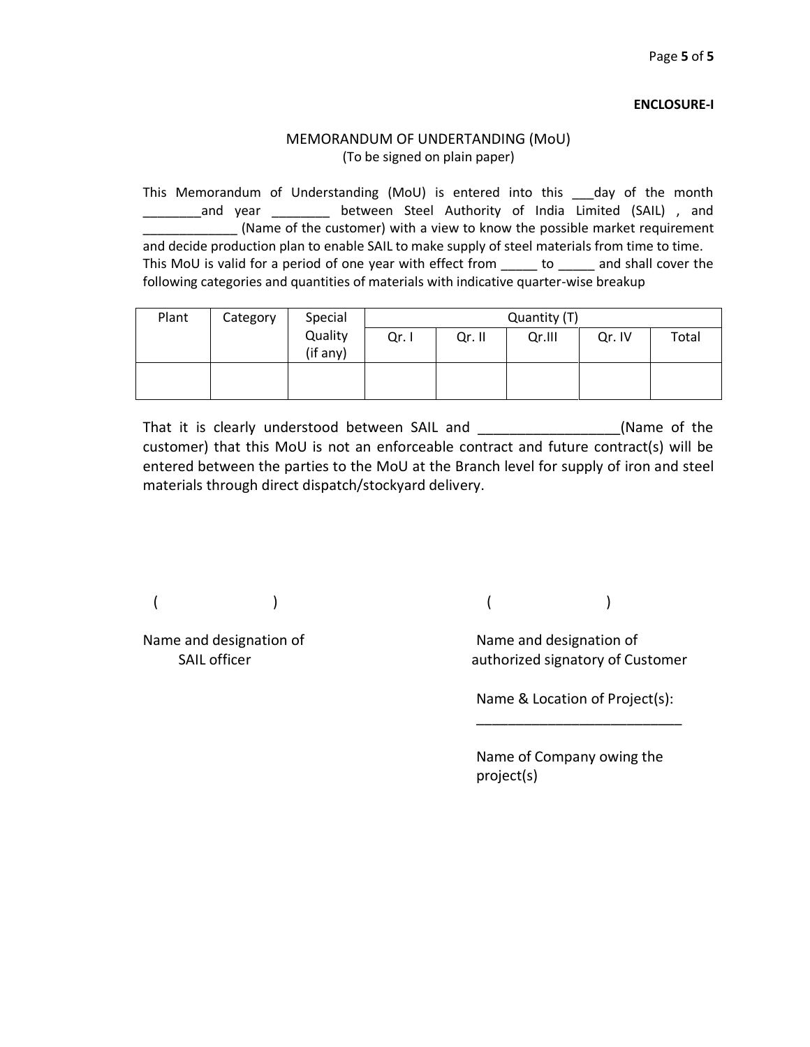**ENCLOSURE-I**

MEMORANDUM OF UNDERTANDING (MoU)
(To be signed on plain paper)

This Memorandum of Understanding (MoU) is entered into this ___day of the month ________and year ________ between Steel Authority of India Limited (SAIL) , and _____________ (Name of the customer) with a view to know the possible market requirement and decide production plan to enable SAIL to make supply of steel materials from time to time. This MoU is valid for a period of one year with effect from _____ to _____ and shall cover the following categories and quantities of materials with indicative quarter-wise breakup

| Plant | Category | Special Quality (if any) | Quantity (T) | | | | |
|---|---|---|---|---|---|---|---|
| | | | Qr. I | Qr. II | Qr.III | Qr. IV | Total |
| | | | | | | | |

That it is clearly understood between SAIL and __________________(Name of the customer) that this MoU is not an enforceable contract and future contract(s) will be entered between the parties to the MoU at the Branch level for supply of iron and steel materials through direct dispatch/stockyard delivery.

( )

Name and designation of SAIL officer

( )

Name and designation of authorized signatory of Customer

Name & Location of Project(s): __________________________

Name of Company owing the project(s)